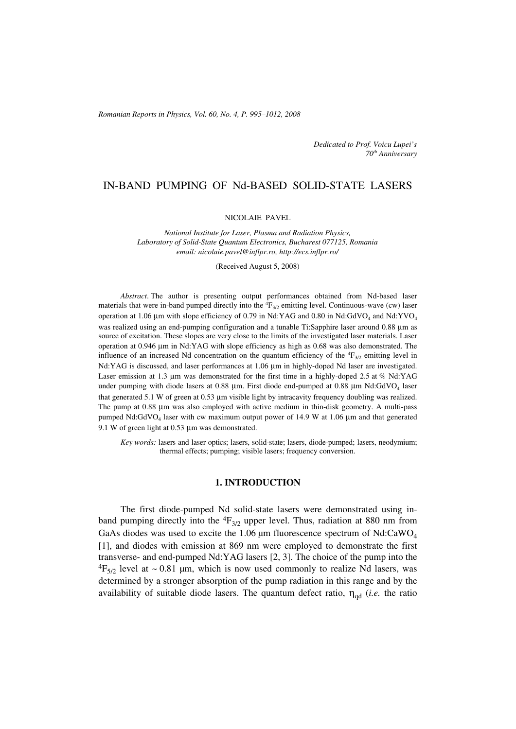Dedicated to Prof. Voicu Lupei's 70[th] Anniversary

# IN-BAND PUMPING OF Nd-BASED SOLID-STATE LASERS

NICOLAIE PAVEL

*National Institute for Laser, Plasma and Radiation Physics, Laboratory of Solid-State Quantum Electronics, Bucharest 077125, Romania*
*email: nicolaie.pavel@inflpr.ro, http://ecs.inflpr.ro/*

(Received August 5, 2008)

*Abstract*. The author is presenting output performances obtained from Nd-based laser materials that were in-band pumped directly into the $^4F_{3/2}$ emitting level. Continuous-wave (cw) laser operation at 1.06 μm with slope efficiency of 0.79 in Nd:YAG and 0.80 in Nd:GdVO$_4$ and Nd:YVO$_4$ was realized using an end-pumping configuration and a tunable Ti:Sapphire laser around 0.88 μm as source of excitation. These slopes are very close to the limits of the investigated laser materials. Laser operation at 0.946 μm in Nd:YAG with slope efficiency as high as 0.68 was also demonstrated. The influence of an increased Nd concentration on the quantum efficiency of the $^4F_{3/2}$ emitting level in Nd:YAG is discussed, and laser performances at 1.06 μm in highly-doped Nd laser are investigated. Laser emission at 1.3 μm was demonstrated for the first time in a highly-doped 2.5 at % Nd:YAG under pumping with diode lasers at 0.88 μm. First diode end-pumped at 0.88 μm Nd:GdVO$_4$ laser that generated 5.1 W of green at 0.53 μm visible light by intracavity frequency doubling was realized. The pump at 0.88 μm was also employed with active medium in thin-disk geometry. A multi-pass pumped Nd:GdVO$_4$ laser with cw maximum output power of 14.9 W at 1.06 μm and that generated 9.1 W of green light at 0.53 μm was demonstrated.

*Key words:* lasers and laser optics; lasers, solid-state; lasers, diode-pumped; lasers, neodymium; thermal effects; pumping; visible lasers; frequency conversion.

## 1. INTRODUCTION

The first diode-pumped Nd solid-state lasers were demonstrated using in-band pumping directly into the $^4F_{3/2}$ upper level. Thus, radiation at 880 nm from GaAs diodes was used to excite the 1.06 μm fluorescence spectrum of Nd:CaWO$_4$ [1], and diodes with emission at 869 nm were employed to demonstrate the first transverse- and end-pumped Nd:YAG lasers [2, 3]. The choice of the pump into the $^4F_{5/2}$ level at ~ 0.81 μm, which is now used commonly to realize Nd lasers, was determined by a stronger absorption of the pump radiation in this range and by the availability of suitable diode lasers. The quantum defect ratio, $\eta_{qd}$ (*i.e.* the ratio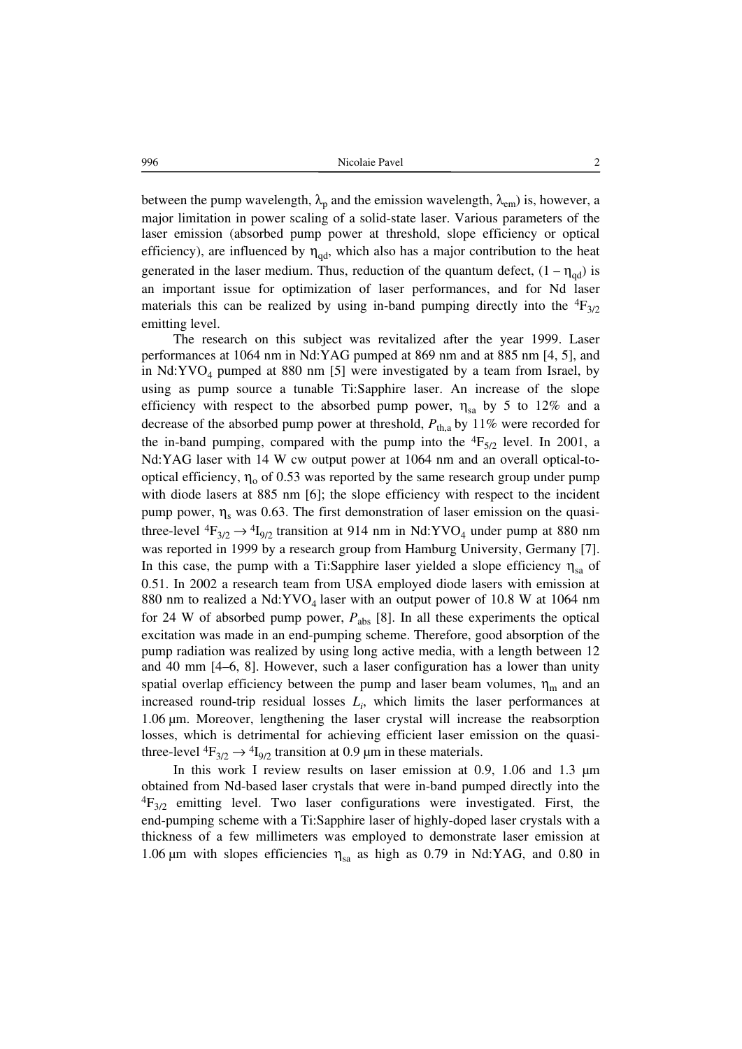between the pump wavelength, $\lambda_p$ and the emission wavelength, $\lambda_{em}$) is, however, a major limitation in power scaling of a solid-state laser. Various parameters of the laser emission (absorbed pump power at threshold, slope efficiency or optical efficiency), are influenced by $\eta_{qd}$, which also has a major contribution to the heat generated in the laser medium. Thus, reduction of the quantum defect, $(1 - \eta_{qd})$ is an important issue for optimization of laser performances, and for Nd laser materials this can be realized by using in-band pumping directly into the $^4F_{3/2}$ emitting level.

The research on this subject was revitalized after the year 1999. Laser performances at 1064 nm in Nd:YAG pumped at 869 nm and at 885 nm [4, 5], and in Nd:$YVO_4$ pumped at 880 nm [5] were investigated by a team from Israel, by using as pump source a tunable Ti:Sapphire laser. An increase of the slope efficiency with respect to the absorbed pump power, $\eta_{sa}$ by 5 to 12% and a decrease of the absorbed pump power at threshold, $P_{th,a}$ by 11% were recorded for the in-band pumping, compared with the pump into the $^4F_{5/2}$ level. In 2001, a Nd:YAG laser with 14 W cw output power at 1064 nm and an overall optical-to-optical efficiency, $\eta_o$ of 0.53 was reported by the same research group under pump with diode lasers at 885 nm [6]; the slope efficiency with respect to the incident pump power, $\eta_s$ was 0.63. The first demonstration of laser emission on the quasi-three-level $^4F_{3/2} \rightarrow {}^4I_{9/2}$ transition at 914 nm in Nd:$YVO_4$ under pump at 880 nm was reported in 1999 by a research group from Hamburg University, Germany [7]. In this case, the pump with a Ti:Sapphire laser yielded a slope efficiency $\eta_{sa}$ of 0.51. In 2002 a research team from USA employed diode lasers with emission at 880 nm to realized a Nd:$YVO_4$ laser with an output power of 10.8 W at 1064 nm for 24 W of absorbed pump power, $P_{abs}$ [8]. In all these experiments the optical excitation was made in an end-pumping scheme. Therefore, good absorption of the pump radiation was realized by using long active media, with a length between 12 and 40 mm [4–6, 8]. However, such a laser configuration has a lower than unity spatial overlap efficiency between the pump and laser beam volumes, $\eta_m$ and an increased round-trip residual losses $L_i$, which limits the laser performances at 1.06 μm. Moreover, lengthening the laser crystal will increase the reabsorption losses, which is detrimental for achieving efficient laser emission on the quasi-three-level $^4F_{3/2} \rightarrow {}^4I_{9/2}$ transition at 0.9 μm in these materials.

In this work I review results on laser emission at 0.9, 1.06 and 1.3 μm obtained from Nd-based laser crystals that were in-band pumped directly into the $^4F_{3/2}$ emitting level. Two laser configurations were investigated. First, the end-pumping scheme with a Ti:Sapphire laser of highly-doped laser crystals with a thickness of a few millimeters was employed to demonstrate laser emission at 1.06 μm with slopes efficiencies $\eta_{sa}$ as high as 0.79 in Nd:YAG, and 0.80 in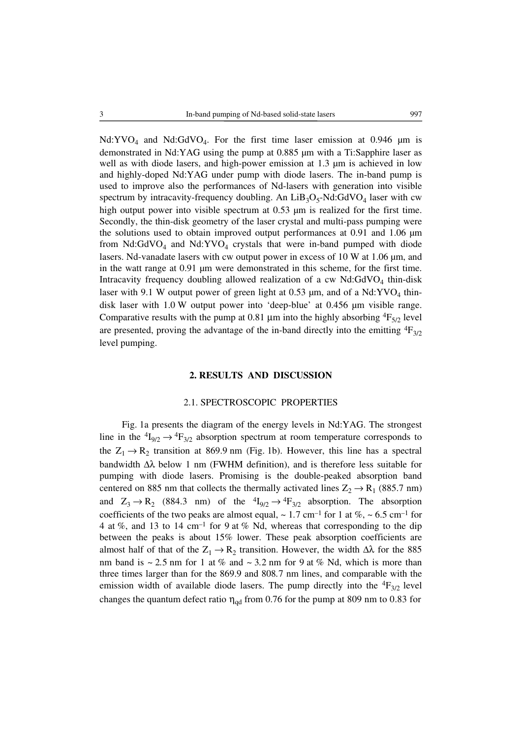$Nd:YVO_4$ and $Nd:GdVO_4$. For the first time laser emission at 0.946 μm is demonstrated in Nd:YAG using the pump at 0.885 μm with a Ti:Sapphire laser as well as with diode lasers, and high-power emission at 1.3 μm is achieved in low and highly-doped Nd:YAG under pump with diode lasers. The in-band pump is used to improve also the performances of Nd-lasers with generation into visible spectrum by intracavity-frequency doubling. An $LiB_3O_5$-$Nd:GdVO_4$ laser with cw high output power into visible spectrum at 0.53 μm is realized for the first time. Secondly, the thin-disk geometry of the laser crystal and multi-pass pumping were the solutions used to obtain improved output performances at 0.91 and 1.06 μm from $Nd:GdVO_4$ and $Nd:YVO_4$ crystals that were in-band pumped with diode lasers. Nd-vanadate lasers with cw output power in excess of 10 W at 1.06 μm, and in the watt range at 0.91 μm were demonstrated in this scheme, for the first time. Intracavity frequency doubling allowed realization of a cw $Nd:GdVO_4$ thin-disk laser with 9.1 W output power of green light at 0.53 μm, and of a $Nd:YVO_4$ thin-disk laser with 1.0 W output power into 'deep-blue' at 0.456 μm visible range. Comparative results with the pump at 0.81 μm into the highly absorbing $^4F_{5/2}$ level are presented, proving the advantage of the in-band directly into the emitting $^4F_{3/2}$ level pumping.

## 2. RESULTS AND DISCUSSION

### 2.1. SPECTROSCOPIC PROPERTIES

Fig. 1a presents the diagram of the energy levels in Nd:YAG. The strongest line in the $^4I_{9/2} \rightarrow {}^4F_{3/2}$ absorption spectrum at room temperature corresponds to the $Z_1 \rightarrow R_2$ transition at 869.9 nm (Fig. 1b). However, this line has a spectral bandwidth $\Delta\lambda$ below 1 nm (FWHM definition), and is therefore less suitable for pumping with diode lasers. Promising is the double-peaked absorption band centered on 885 nm that collects the thermally activated lines $Z_2 \rightarrow R_1$ (885.7 nm) and $Z_3 \rightarrow R_2$ (884.3 nm) of the $^4I_{9/2} \rightarrow {}^4F_{3/2}$ absorption. The absorption coefficients of the two peaks are almost equal, ~ 1.7 cm$^{-1}$ for 1 at %, ~ 6.5 cm$^{-1}$ for 4 at %, and 13 to 14 cm$^{-1}$ for 9 at % Nd, whereas that corresponding to the dip between the peaks is about 15% lower. These peak absorption coefficients are almost half of that of the $Z_1 \rightarrow R_2$ transition. However, the width $\Delta\lambda$ for the 885 nm band is ~ 2.5 nm for 1 at % and ~ 3.2 nm for 9 at % Nd, which is more than three times larger than for the 869.9 and 808.7 nm lines, and comparable with the emission width of available diode lasers. The pump directly into the $^4F_{3/2}$ level changes the quantum defect ratio $\eta_{qd}$ from 0.76 for the pump at 809 nm to 0.83 for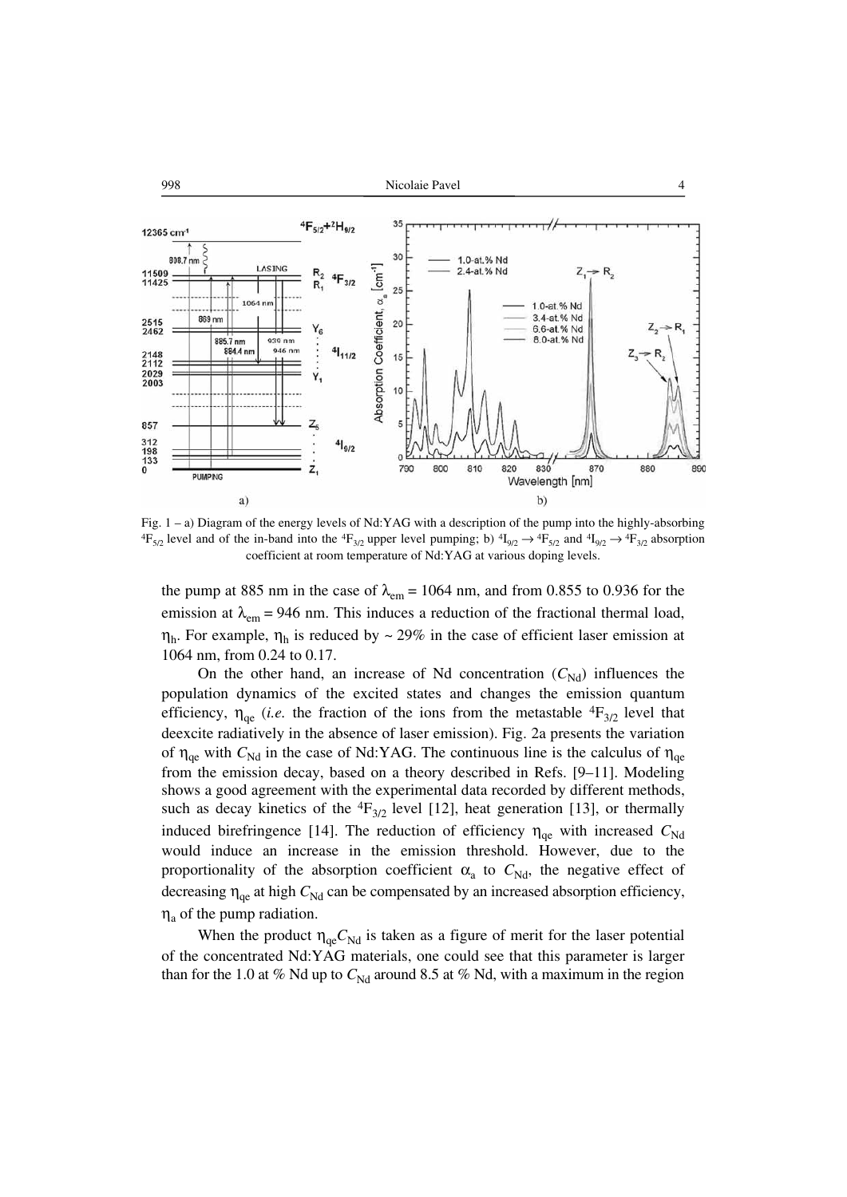Fig. 1 – a) Diagram of the energy levels of Nd:YAG with a description of the pump into the highly-absorbing $^4F_{5/2}$ level and of the in-band into the $^4F_{3/2}$ upper level pumping; b) $^4I_{9/2} \rightarrow {}^4F_{5/2}$ and $^4I_{9/2} \rightarrow {}^4F_{3/2}$ absorption coefficient at room temperature of Nd:YAG at various doping levels.

the pump at 885 nm in the case of $\lambda_{em}$ = 1064 nm, and from 0.855 to 0.936 for the emission at $\lambda_{em}$ = 946 nm. This induces a reduction of the fractional thermal load, $\eta_h$. For example, $\eta_h$ is reduced by ~ 29% in the case of efficient laser emission at 1064 nm, from 0.24 to 0.17.

On the other hand, an increase of Nd concentration ($C_{Nd}$) influences the population dynamics of the excited states and changes the emission quantum efficiency, $\eta_{qe}$ (*i.e.* the fraction of the ions from the metastable $^4F_{3/2}$ level that deexcite radiatively in the absence of laser emission). Fig. 2a presents the variation of $\eta_{qe}$ with $C_{Nd}$ in the case of Nd:YAG. The continuous line is the calculus of $\eta_{qe}$ from the emission decay, based on a theory described in Refs. [9–11]. Modeling shows a good agreement with the experimental data recorded by different methods, such as decay kinetics of the $^4F_{3/2}$ level [12], heat generation [13], or thermally induced birefringence [14]. The reduction of efficiency $\eta_{qe}$ with increased $C_{Nd}$ would induce an increase in the emission threshold. However, due to the proportionality of the absorption coefficient $\alpha_a$ to $C_{Nd}$, the negative effect of decreasing $\eta_{qe}$ at high $C_{Nd}$ can be compensated by an increased absorption efficiency, $\eta_a$ of the pump radiation.

When the product $\eta_{qe}C_{Nd}$ is taken as a figure of merit for the laser potential of the concentrated Nd:YAG materials, one could see that this parameter is larger than for the 1.0 at % Nd up to $C_{Nd}$ around 8.5 at % Nd, with a maximum in the region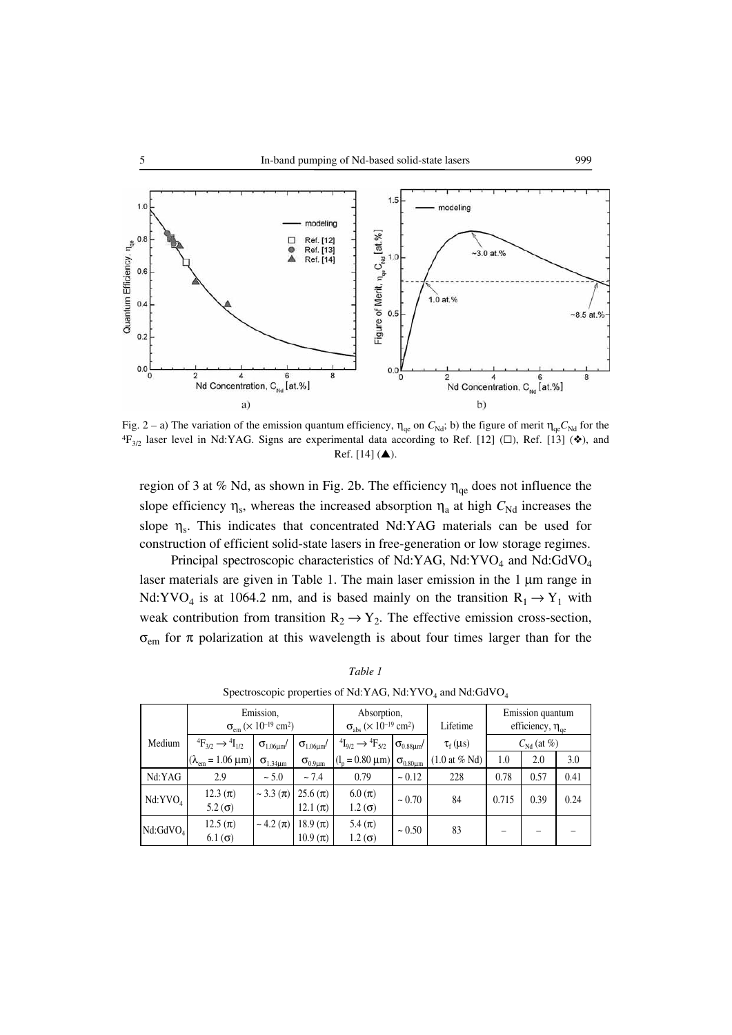Fig. 2 – a) The variation of the emission quantum efficiency, $\eta_{qe}$ on $C_{Nd}$; b) the figure of merit $\eta_{qe}C_{Nd}$ for the $^4F_{3/2}$ laser level in Nd:YAG. Signs are experimental data according to Ref. [12] (□), Ref. [13] (❖), and Ref. [14] (▲).

region of 3 at % Nd, as shown in Fig. 2b. The efficiency $\eta_{qe}$ does not influence the slope efficiency $\eta_s$, whereas the increased absorption $\eta_a$ at high $C_{Nd}$ increases the slope $\eta_s$. This indicates that concentrated Nd:YAG materials can be used for construction of efficient solid-state lasers in free-generation or low storage regimes.

Principal spectroscopic characteristics of Nd:YAG, Nd:$YVO_4$ and Nd:$GdVO_4$ laser materials are given in Table 1. The main laser emission in the 1 μm range in Nd:$YVO_4$ is at 1064.2 nm, and is based mainly on the transition $R_1 \rightarrow Y_1$ with weak contribution from transition $R_2 \rightarrow Y_2$. The effective emission cross-section, $\sigma_{em}$ for $\pi$ polarization at this wavelength is about four times larger than for the

*Table 1*

Spectroscopic properties of Nd:YAG, Nd:$YVO_4$ and Nd:$GdVO_4$

| Medium | Emission, $\sigma_{em}$ ($\times 10^{-19}$ cm$^2$) | | | Absorption, $\sigma_{abs}$ ($\times 10^{-19}$ cm$^2$) | | Lifetime | Emission quantum efficiency, $\eta_{qe}$ | | |
|---|---|---|---|---|---|---|---|---|---|
| | $^4F_{3/2} \rightarrow {}^4I_{11/2}$ ($\lambda_{em}$ = 1.06 μm) | $\sigma_{1.06\mu m}/\sigma_{1.34\mu m}$ | $\sigma_{1.06\mu m}/\sigma_{0.9\mu m}$ | $^4I_{9/2} \rightarrow {}^4F_{5/2}$ ($l_p$ = 0.80 μm) | $\sigma_{0.88\mu m}/\sigma_{0.80\mu m}$ | $\tau_f$ (μs) (1.0 at % Nd) | $C_{Nd}$ (at %) | | |
| | | | | | | | 1.0 | 2.0 | 3.0 |
| Nd:YAG | 2.9 | ~ 5.0 | ~ 7.4 | 0.79 | ~ 0.12 | 228 | 0.78 | 0.57 | 0.41 |
| Nd:$YVO_4$ | 12.3 ($\pi$) 5.2 ($\sigma$) | ~ 3.3 ($\pi$) | 25.6 ($\pi$) 12.1 ($\pi$) | 6.0 ($\pi$) 1.2 ($\sigma$) | ~ 0.70 | 84 | 0.715 | 0.39 | 0.24 |
| Nd:$GdVO_4$ | 12.5 ($\pi$) 6.1 ($\sigma$) | ~ 4.2 ($\pi$) | 18.9 ($\pi$) 10.9 ($\pi$) | 5.4 ($\pi$) 1.2 ($\sigma$) | ~ 0.50 | 83 | – | – | – |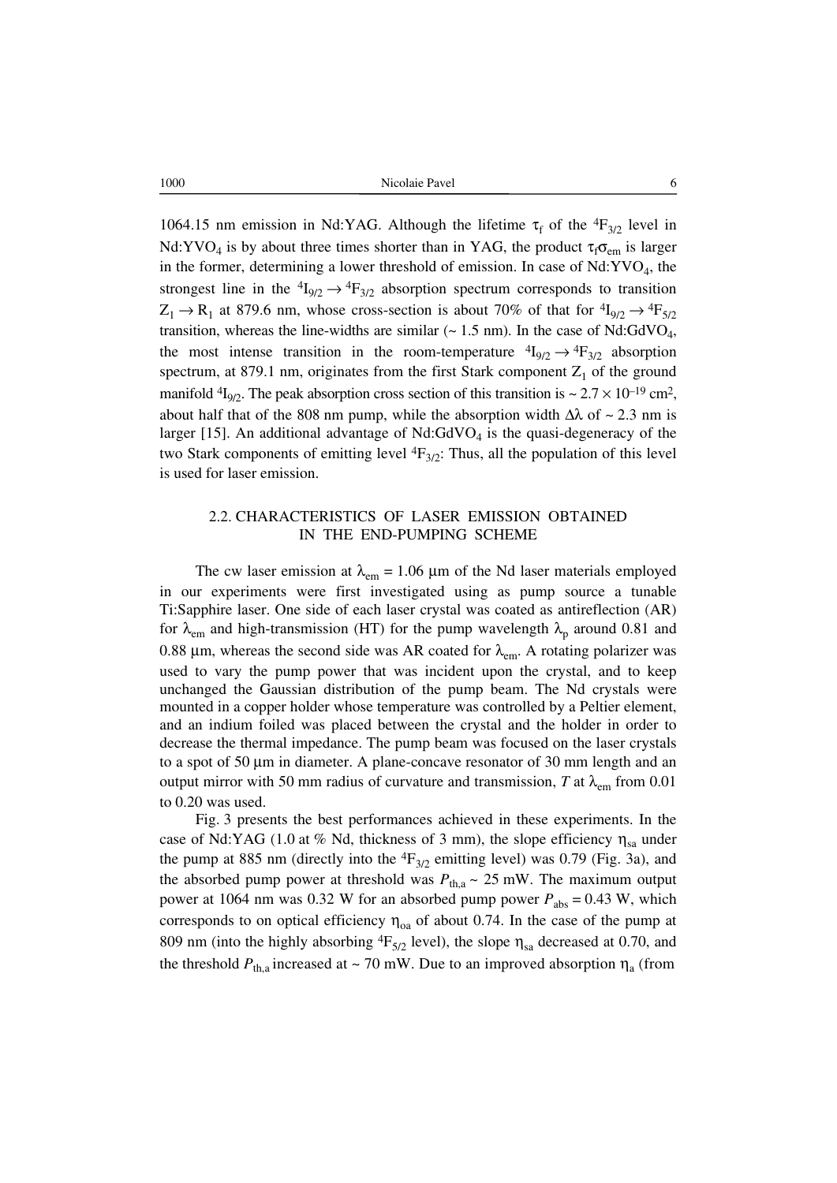1064.15 nm emission in Nd:YAG. Although the lifetime $\tau_f$ of the ${}^4F_{3/2}$ level in Nd:$YVO_4$ is by about three times shorter than in YAG, the product $\tau_f\sigma_{em}$ is larger in the former, determining a lower threshold of emission. In case of Nd:$YVO_4$, the strongest line in the ${}^4I_{9/2} \rightarrow {}^4F_{3/2}$ absorption spectrum corresponds to transition $Z_1 \rightarrow R_1$ at 879.6 nm, whose cross-section is about 70% of that for ${}^4I_{9/2} \rightarrow {}^4F_{5/2}$ transition, whereas the line-widths are similar (~ 1.5 nm). In the case of Nd:$GdVO_4$, the most intense transition in the room-temperature ${}^4I_{9/2} \rightarrow {}^4F_{3/2}$ absorption spectrum, at 879.1 nm, originates from the first Stark component $Z_1$ of the ground manifold ${}^4I_{9/2}$. The peak absorption cross section of this transition is ~ $2.7 \times 10^{-19}$ cm$^2$, about half that of the 808 nm pump, while the absorption width $\Delta\lambda$ of ~ 2.3 nm is larger [15]. An additional advantage of Nd:$GdVO_4$ is the quasi-degeneracy of the two Stark components of emitting level ${}^4F_{3/2}$: Thus, all the population of this level is used for laser emission.

## 2.2. CHARACTERISTICS OF LASER EMISSION OBTAINED IN THE END-PUMPING SCHEME

The cw laser emission at $\lambda_{em}$ = 1.06 μm of the Nd laser materials employed in our experiments were first investigated using as pump source a tunable Ti:Sapphire laser. One side of each laser crystal was coated as antireflection (AR) for $\lambda_{em}$ and high-transmission (HT) for the pump wavelength $\lambda_p$ around 0.81 and 0.88 μm, whereas the second side was AR coated for $\lambda_{em}$. A rotating polarizer was used to vary the pump power that was incident upon the crystal, and to keep unchanged the Gaussian distribution of the pump beam. The Nd crystals were mounted in a copper holder whose temperature was controlled by a Peltier element, and an indium foiled was placed between the crystal and the holder in order to decrease the thermal impedance. The pump beam was focused on the laser crystals to a spot of 50 μm in diameter. A plane-concave resonator of 30 mm length and an output mirror with 50 mm radius of curvature and transmission, $T$ at $\lambda_{em}$ from 0.01 to 0.20 was used.

Fig. 3 presents the best performances achieved in these experiments. In the case of Nd:YAG (1.0 at % Nd, thickness of 3 mm), the slope efficiency $\eta_{sa}$ under the pump at 885 nm (directly into the ${}^4F_{3/2}$ emitting level) was 0.79 (Fig. 3a), and the absorbed pump power at threshold was $P_{th,a}$ ~ 25 mW. The maximum output power at 1064 nm was 0.32 W for an absorbed pump power $P_{abs}$ = 0.43 W, which corresponds to on optical efficiency $\eta_{oa}$ of about 0.74. In the case of the pump at 809 nm (into the highly absorbing ${}^4F_{5/2}$ level), the slope $\eta_{sa}$ decreased at 0.70, and the threshold $P_{th,a}$ increased at ~ 70 mW. Due to an improved absorption $\eta_a$ (from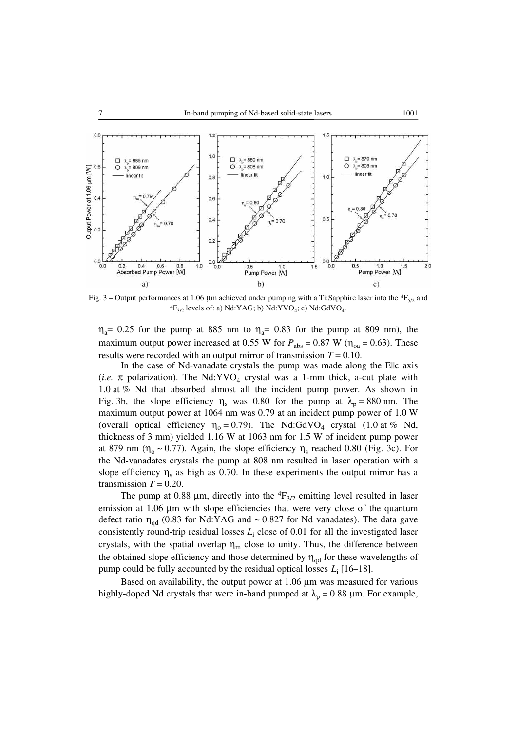Fig. 3 – Output performances at 1.06 μm achieved under pumping with a Ti:Sapphire laser into the $^4F_{5/2}$ and $^4F_{3/2}$ levels of: a) Nd:YAG; b) Nd:$YVO_4$; c) Nd:$GdVO_4$.

$\eta_a$= 0.25 for the pump at 885 nm to $\eta_a$= 0.83 for the pump at 809 nm), the maximum output power increased at 0.55 W for $P_{abs}$ = 0.87 W ($\eta_{oa}$ = 0.63). These results were recorded with an output mirror of transmission $T$ = 0.10.

In the case of Nd-vanadate crystals the pump was made along the E||c axis (*i.e.* $\pi$ polarization). The Nd:$YVO_4$ crystal was a 1-mm thick, a-cut plate with 1.0 at % Nd that absorbed almost all the incident pump power. As shown in Fig. 3b, the slope efficiency $\eta_s$ was 0.80 for the pump at $\lambda_p$ = 880 nm. The maximum output power at 1064 nm was 0.79 at an incident pump power of 1.0 W (overall optical efficiency $\eta_o$ = 0.79). The Nd:$GdVO_4$ crystal (1.0 at % Nd, thickness of 3 mm) yielded 1.16 W at 1063 nm for 1.5 W of incident pump power at 879 nm ($\eta_o$ ~ 0.77). Again, the slope efficiency $\eta_s$ reached 0.80 (Fig. 3c). For the Nd-vanadates crystals the pump at 808 nm resulted in laser operation with a slope efficiency $\eta_s$ as high as 0.70. In these experiments the output mirror has a transmission $T$ = 0.20.

The pump at 0.88 μm, directly into the $^4F_{3/2}$ emitting level resulted in laser emission at 1.06 μm with slope efficiencies that were very close of the quantum defect ratio $\eta_{qd}$ (0.83 for Nd:YAG and ~ 0.827 for Nd vanadates). The data gave consistently round-trip residual losses $L_i$ close of 0.01 for all the investigated laser crystals, with the spatial overlap $\eta_m$ close to unity. Thus, the difference between the obtained slope efficiency and those determined by $\eta_{qd}$ for these wavelengths of pump could be fully accounted by the residual optical losses $L_i$ [16–18].

Based on availability, the output power at 1.06 μm was measured for various highly-doped Nd crystals that were in-band pumped at $\lambda_p$ = 0.88 μm. For example,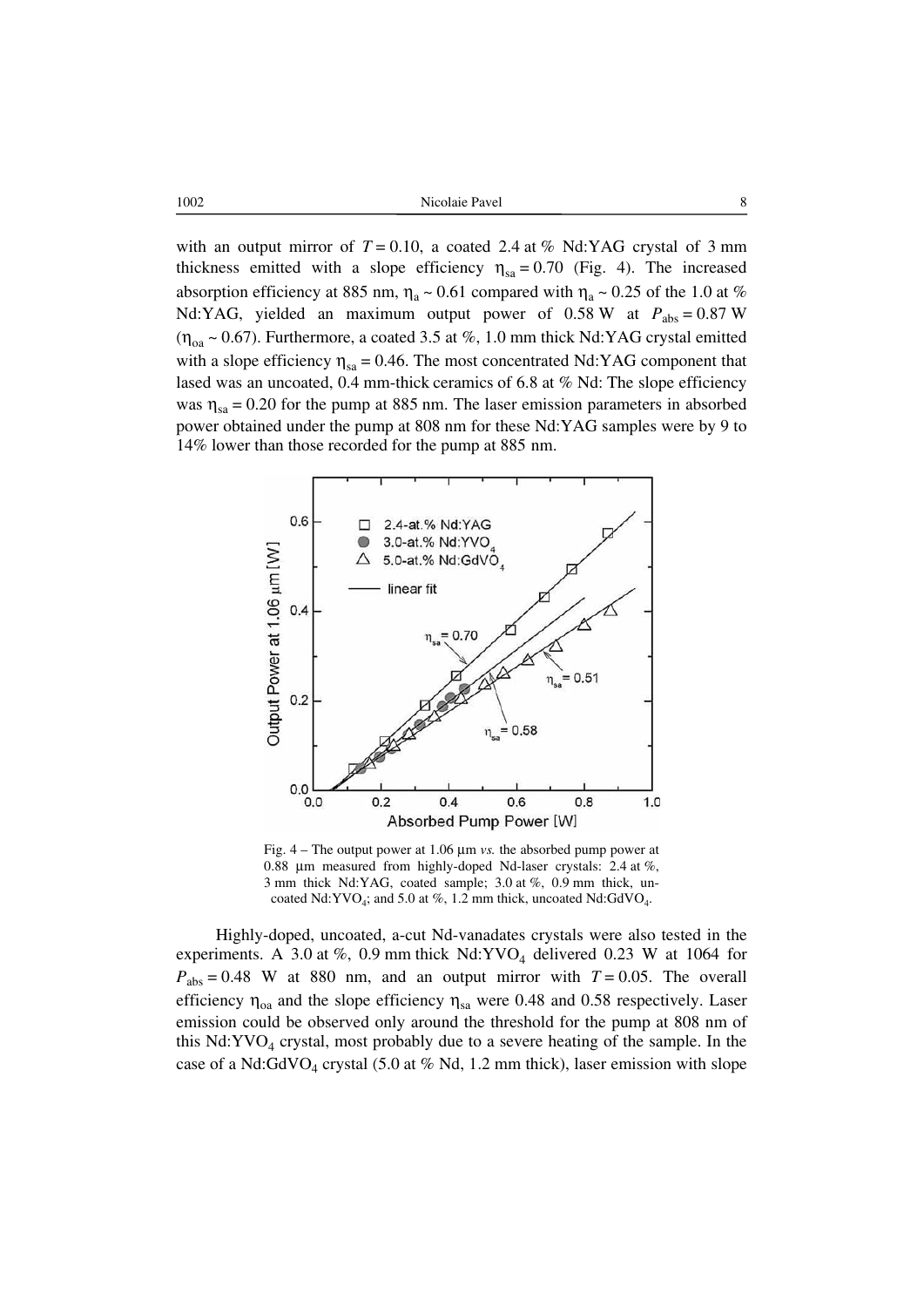with an output mirror of $T = 0.10$, a coated 2.4 at % Nd:YAG crystal of 3 mm thickness emitted with a slope efficiency $\eta_{sa} = 0.70$ (Fig. 4). The increased absorption efficiency at 885 nm, $\eta_a \sim 0.61$ compared with $\eta_a \sim 0.25$ of the 1.0 at % Nd:YAG, yielded an maximum output power of 0.58 W at $P_{abs} = 0.87$ W ($\eta_{oa} \sim 0.67$). Furthermore, a coated 3.5 at %, 1.0 mm thick Nd:YAG crystal emitted with a slope efficiency $\eta_{sa} = 0.46$. The most concentrated Nd:YAG component that lased was an uncoated, 0.4 mm-thick ceramics of 6.8 at % Nd: The slope efficiency was $\eta_{sa} = 0.20$ for the pump at 885 nm. The laser emission parameters in absorbed power obtained under the pump at 808 nm for these Nd:YAG samples were by 9 to 14% lower than those recorded for the pump at 885 nm.

Fig. 4 – The output power at 1.06 μm *vs.* the absorbed pump power at 0.88 μm measured from highly-doped Nd-laser crystals: 2.4 at %, 3 mm thick Nd:YAG, coated sample; 3.0 at %, 0.9 mm thick, uncoated Nd:$YVO_4$; and 5.0 at %, 1.2 mm thick, uncoated Nd:$GdVO_4$.

Highly-doped, uncoated, a-cut Nd-vanadates crystals were also tested in the experiments. A 3.0 at %, 0.9 mm thick Nd:$YVO_4$ delivered 0.23 W at 1064 for $P_{abs} = 0.48$ W at 880 nm, and an output mirror with $T = 0.05$. The overall efficiency $\eta_{oa}$ and the slope efficiency $\eta_{sa}$ were 0.48 and 0.58 respectively. Laser emission could be observed only around the threshold for the pump at 808 nm of this Nd:$YVO_4$ crystal, most probably due to a severe heating of the sample. In the case of a Nd:$GdVO_4$ crystal (5.0 at % Nd, 1.2 mm thick), laser emission with slope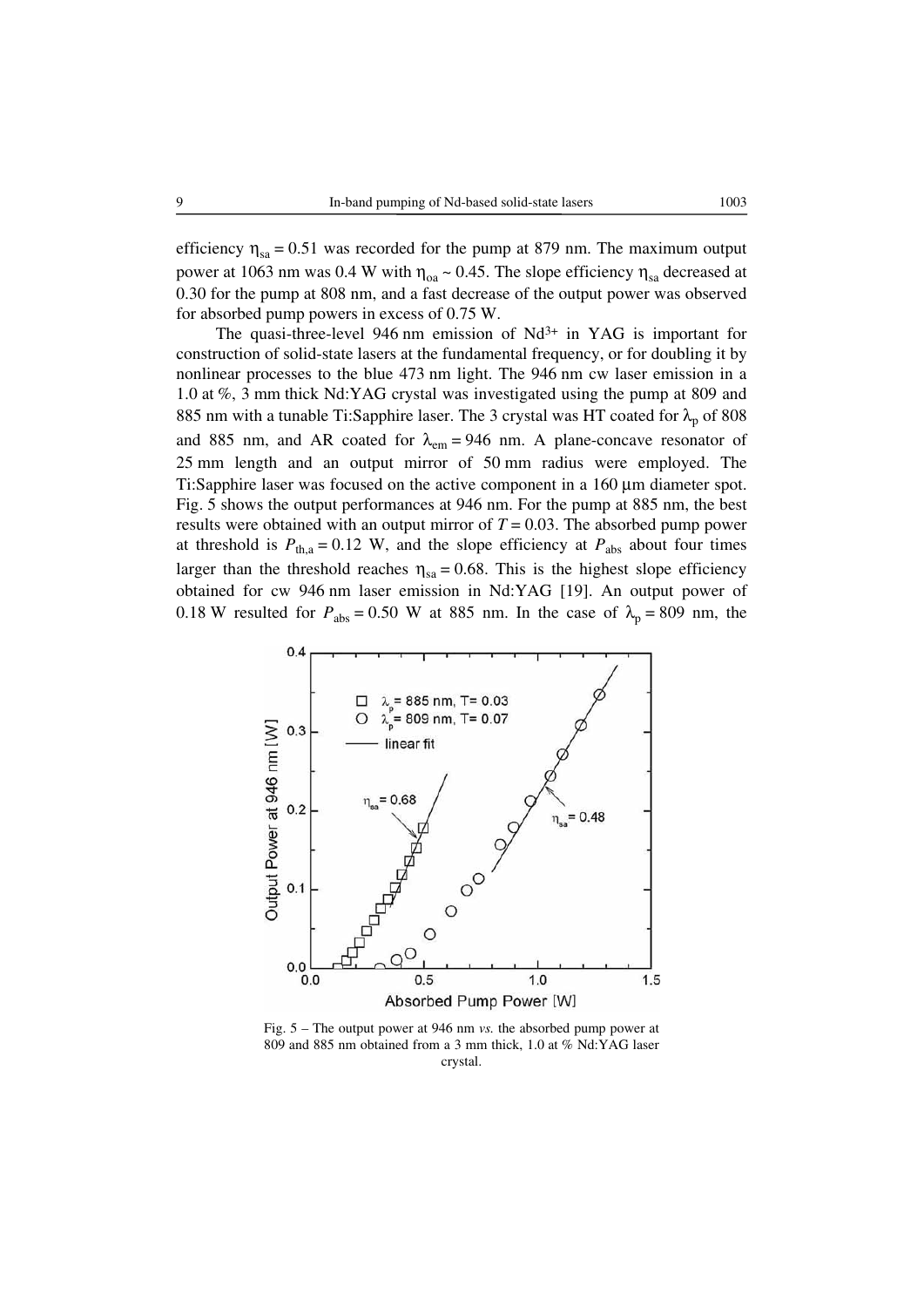efficiency $\eta_{sa} = 0.51$ was recorded for the pump at 879 nm. The maximum output power at 1063 nm was 0.4 W with $\eta_{oa} \sim 0.45$. The slope efficiency $\eta_{sa}$ decreased at 0.30 for the pump at 808 nm, and a fast decrease of the output power was observed for absorbed pump powers in excess of 0.75 W.

The quasi-three-level 946 nm emission of $Nd^{3+}$ in YAG is important for construction of solid-state lasers at the fundamental frequency, or for doubling it by nonlinear processes to the blue 473 nm light. The 946 nm cw laser emission in a 1.0 at %, 3 mm thick Nd:YAG crystal was investigated using the pump at 809 and 885 nm with a tunable Ti:Sapphire laser. The 3 crystal was HT coated for $\lambda_p$ of 808 and 885 nm, and AR coated for $\lambda_{em} = 946$ nm. A plane-concave resonator of 25 mm length and an output mirror of 50 mm radius were employed. The Ti:Sapphire laser was focused on the active component in a 160 μm diameter spot. Fig. 5 shows the output performances at 946 nm. For the pump at 885 nm, the best results were obtained with an output mirror of $T = 0.03$. The absorbed pump power at threshold is $P_{th,a} = 0.12$ W, and the slope efficiency at $P_{abs}$ about four times larger than the threshold reaches $\eta_{sa} = 0.68$. This is the highest slope efficiency obtained for cw 946 nm laser emission in Nd:YAG [19]. An output power of 0.18 W resulted for $P_{abs} = 0.50$ W at 885 nm. In the case of $\lambda_p = 809$ nm, the

Fig. 5 – The output power at 946 nm *vs.* the absorbed pump power at 809 and 885 nm obtained from a 3 mm thick, 1.0 at % Nd:YAG laser crystal.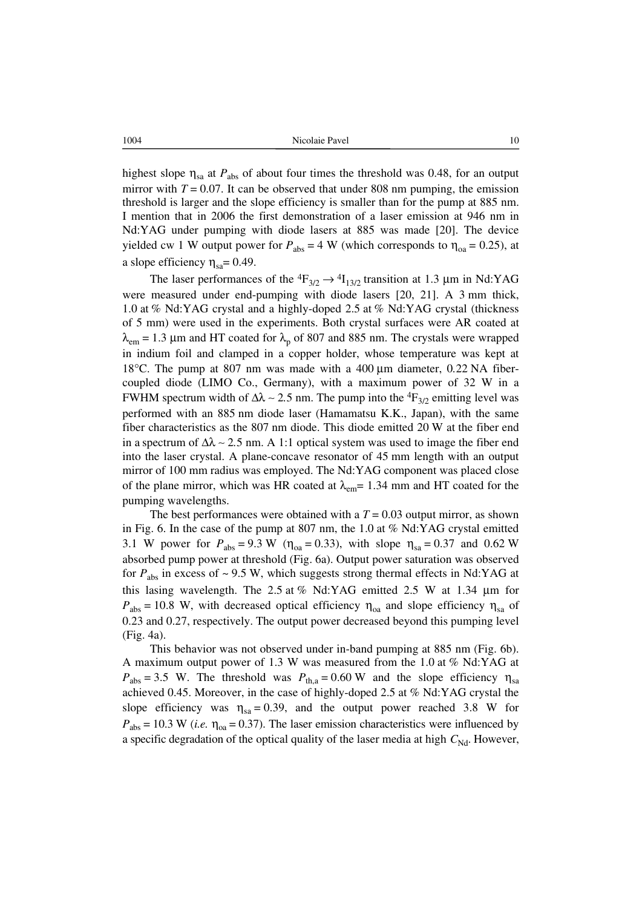highest slope $\eta_{sa}$ at $P_{abs}$ of about four times the threshold was 0.48, for an output mirror with $T = 0.07$. It can be observed that under 808 nm pumping, the emission threshold is larger and the slope efficiency is smaller than for the pump at 885 nm. I mention that in 2006 the first demonstration of a laser emission at 946 nm in Nd:YAG under pumping with diode lasers at 885 was made [20]. The device yielded cw 1 W output power for $P_{abs} = 4$ W (which corresponds to $\eta_{oa} = 0.25$), at a slope efficiency $\eta_{sa} = 0.49$.

The laser performances of the ${}^4F_{3/2} \rightarrow {}^4I_{13/2}$ transition at 1.3 μm in Nd:YAG were measured under end-pumping with diode lasers [20, 21]. A 3 mm thick, 1.0 at % Nd:YAG crystal and a highly-doped 2.5 at % Nd:YAG crystal (thickness of 5 mm) were used in the experiments. Both crystal surfaces were AR coated at $\lambda_{em} = 1.3$ μm and HT coated for $\lambda_p$ of 807 and 885 nm. The crystals were wrapped in indium foil and clamped in a copper holder, whose temperature was kept at 18°C. The pump at 807 nm was made with a 400 μm diameter, 0.22 NA fiber-coupled diode (LIMO Co., Germany), with a maximum power of 32 W in a FWHM spectrum width of $\Delta\lambda \sim 2.5$ nm. The pump into the ${}^4F_{3/2}$ emitting level was performed with an 885 nm diode laser (Hamamatsu K.K., Japan), with the same fiber characteristics as the 807 nm diode. This diode emitted 20 W at the fiber end in a spectrum of $\Delta\lambda \sim 2.5$ nm. A 1:1 optical system was used to image the fiber end into the laser crystal. A plane-concave resonator of 45 mm length with an output mirror of 100 mm radius was employed. The Nd:YAG component was placed close of the plane mirror, which was HR coated at $\lambda_{em} = 1.34$ mm and HT coated for the pumping wavelengths.

The best performances were obtained with a $T = 0.03$ output mirror, as shown in Fig. 6. In the case of the pump at 807 nm, the 1.0 at % Nd:YAG crystal emitted 3.1 W power for $P_{abs} = 9.3$ W ($\eta_{oa} = 0.33$), with slope $\eta_{sa} = 0.37$ and 0.62 W absorbed pump power at threshold (Fig. 6a). Output power saturation was observed for $P_{abs}$ in excess of ~ 9.5 W, which suggests strong thermal effects in Nd:YAG at this lasing wavelength. The 2.5 at % Nd:YAG emitted 2.5 W at 1.34 μm for $P_{abs} = 10.8$ W, with decreased optical efficiency $\eta_{oa}$ and slope efficiency $\eta_{sa}$ of 0.23 and 0.27, respectively. The output power decreased beyond this pumping level (Fig. 4a).

This behavior was not observed under in-band pumping at 885 nm (Fig. 6b). A maximum output power of 1.3 W was measured from the 1.0 at % Nd:YAG at $P_{abs} = 3.5$ W. The threshold was $P_{th,a} = 0.60$ W and the slope efficiency $\eta_{sa}$ achieved 0.45. Moreover, in the case of highly-doped 2.5 at % Nd:YAG crystal the slope efficiency was $\eta_{sa} = 0.39$, and the output power reached 3.8 W for $P_{abs} = 10.3$ W (*i.e.* $\eta_{oa} = 0.37$). The laser emission characteristics were influenced by a specific degradation of the optical quality of the laser media at high $C_{Nd}$. However,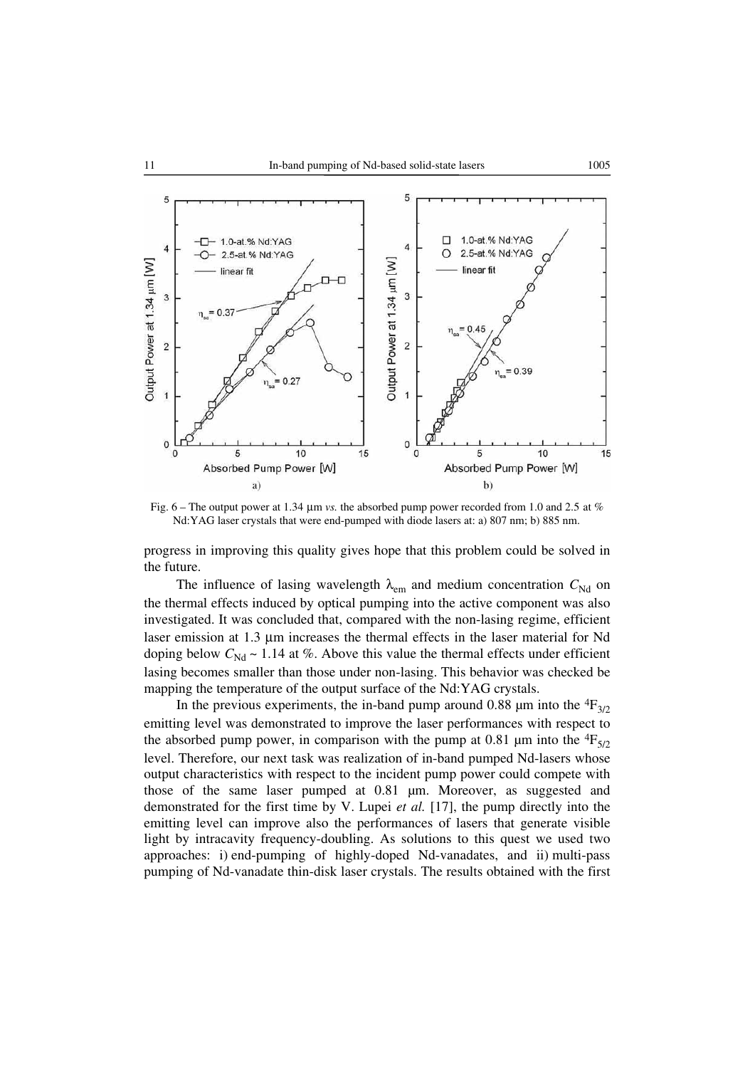Fig. 6 – The output power at 1.34 μm *vs.* the absorbed pump power recorded from 1.0 and 2.5 at % Nd:YAG laser crystals that were end-pumped with diode lasers at: a) 807 nm; b) 885 nm.

progress in improving this quality gives hope that this problem could be solved in the future.

The influence of lasing wavelength $\lambda_{em}$ and medium concentration $C_{Nd}$ on the thermal effects induced by optical pumping into the active component was also investigated. It was concluded that, compared with the non-lasing regime, efficient laser emission at 1.3 μm increases the thermal effects in the laser material for Nd doping below $C_{Nd} \sim 1.14$ at %. Above this value the thermal effects under efficient lasing becomes smaller than those under non-lasing. This behavior was checked be mapping the temperature of the output surface of the Nd:YAG crystals.

In the previous experiments, the in-band pump around 0.88 μm into the $^4F_{3/2}$ emitting level was demonstrated to improve the laser performances with respect to the absorbed pump power, in comparison with the pump at 0.81 μm into the $^4F_{5/2}$ level. Therefore, our next task was realization of in-band pumped Nd-lasers whose output characteristics with respect to the incident pump power could compete with those of the same laser pumped at 0.81 μm. Moreover, as suggested and demonstrated for the first time by V. Lupei *et al.* [17], the pump directly into the emitting level can improve also the performances of lasers that generate visible light by intracavity frequency-doubling. As solutions to this quest we used two approaches: i) end-pumping of highly-doped Nd-vanadates, and ii) multi-pass pumping of Nd-vanadate thin-disk laser crystals. The results obtained with the first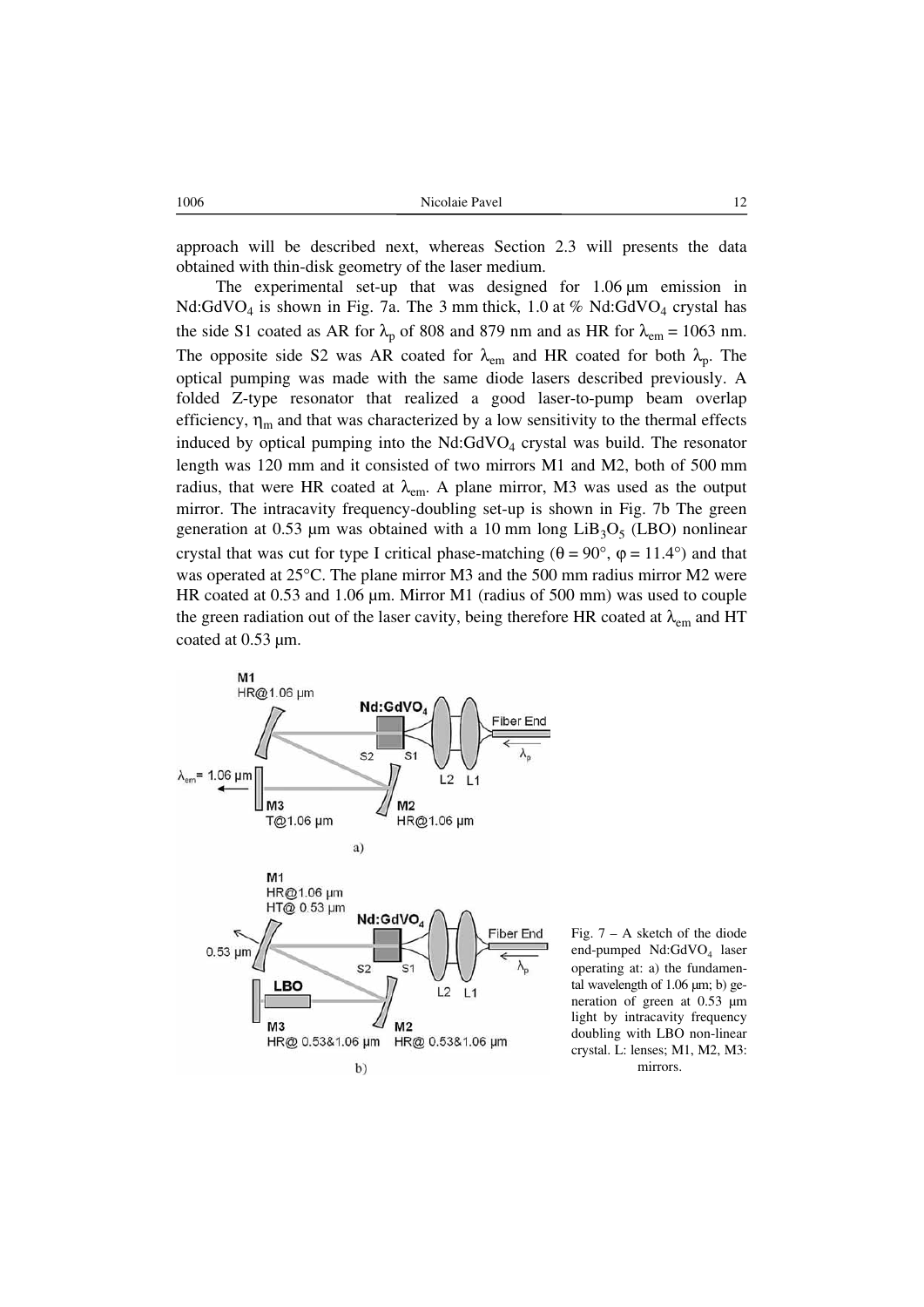approach will be described next, whereas Section 2.3 will presents the data obtained with thin-disk geometry of the laser medium.

The experimental set-up that was designed for 1.06 μm emission in $Nd:GdVO_4$ is shown in Fig. 7a. The 3 mm thick, 1.0 at % $Nd:GdVO_4$ crystal has the side S1 coated as AR for $\lambda_p$ of 808 and 879 nm and as HR for $\lambda_{em}$ = 1063 nm. The opposite side S2 was AR coated for $\lambda_{em}$ and HR coated for both $\lambda_p$. The optical pumping was made with the same diode lasers described previously. A folded Z-type resonator that realized a good laser-to-pump beam overlap efficiency, $\eta_m$ and that was characterized by a low sensitivity to the thermal effects induced by optical pumping into the $Nd:GdVO_4$ crystal was build. The resonator length was 120 mm and it consisted of two mirrors M1 and M2, both of 500 mm radius, that were HR coated at $\lambda_{em}$. A plane mirror, M3 was used as the output mirror. The intracavity frequency-doubling set-up is shown in Fig. 7b The green generation at 0.53 μm was obtained with a 10 mm long $LiB_3O_5$ (LBO) nonlinear crystal that was cut for type I critical phase-matching ($\theta = 90°$, $\varphi = 11.4°$) and that was operated at 25°C. The plane mirror M3 and the 500 mm radius mirror M2 were HR coated at 0.53 and 1.06 μm. Mirror M1 (radius of 500 mm) was used to couple the green radiation out of the laser cavity, being therefore HR coated at $\lambda_{em}$ and HT coated at 0.53 μm.

Fig. 7 – A sketch of the diode end-pumped $Nd:GdVO_4$ laser operating at: a) the fundamental wavelength of 1.06 μm; b) generation of green at 0.53 μm light by intracavity frequency doubling with LBO non-linear crystal. L: lenses; M1, M2, M3: mirrors.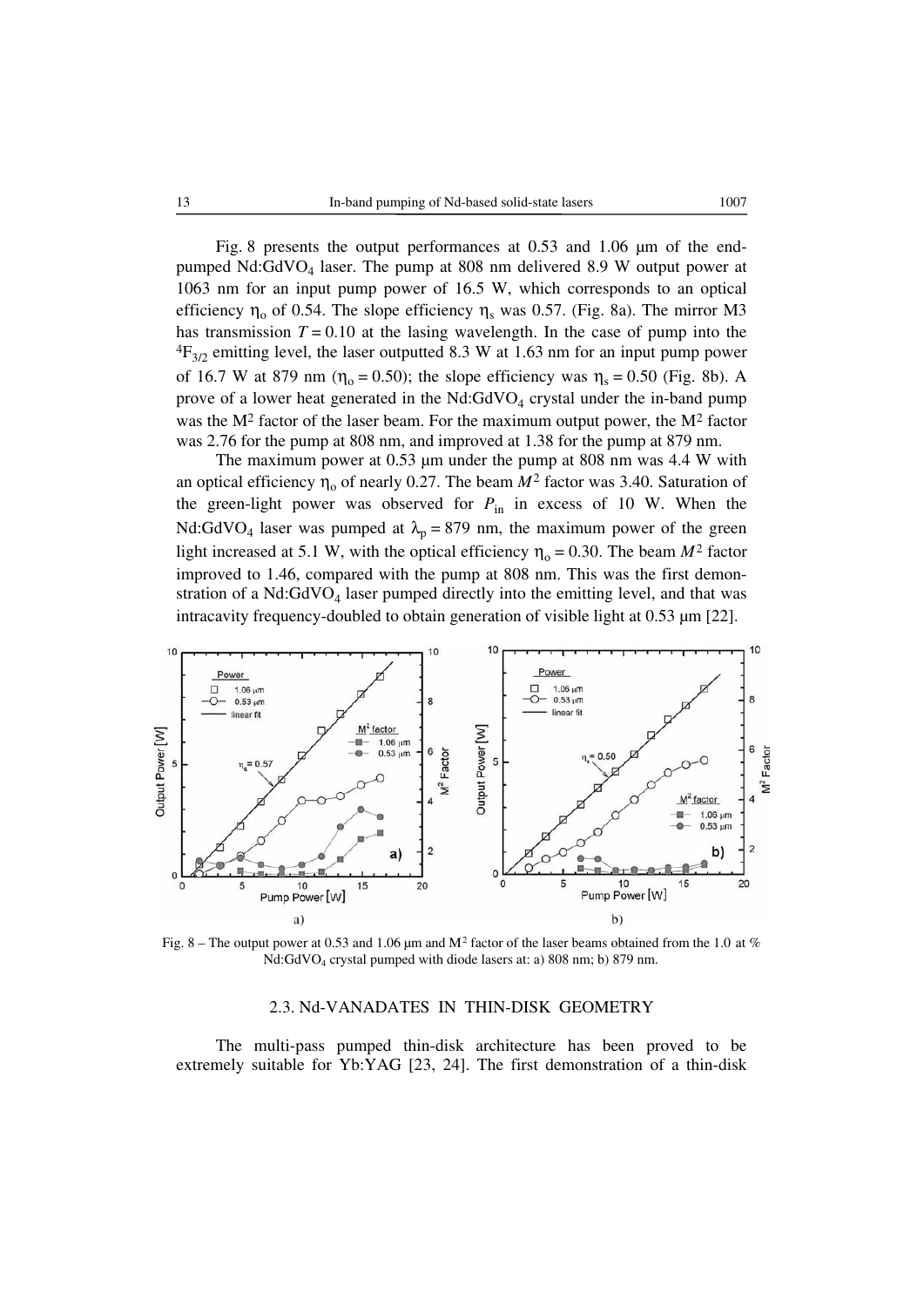Fig. 8 presents the output performances at 0.53 and 1.06 μm of the end-pumped $Nd:GdVO_4$ laser. The pump at 808 nm delivered 8.9 W output power at 1063 nm for an input pump power of 16.5 W, which corresponds to an optical efficiency $\eta_o$ of 0.54. The slope efficiency $\eta_s$ was 0.57. (Fig. 8a). The mirror M3 has transmission $T = 0.10$ at the lasing wavelength. In the case of pump into the $^4F_{3/2}$ emitting level, the laser outputted 8.3 W at 1.63 nm for an input pump power of 16.7 W at 879 nm ($\eta_o = 0.50$); the slope efficiency was $\eta_s = 0.50$ (Fig. 8b). A prove of a lower heat generated in the $Nd:GdVO_4$ crystal under the in-band pump was the $M^2$ factor of the laser beam. For the maximum output power, the $M^2$ factor was 2.76 for the pump at 808 nm, and improved at 1.38 for the pump at 879 nm.

The maximum power at 0.53 μm under the pump at 808 nm was 4.4 W with an optical efficiency $\eta_o$ of nearly 0.27. The beam $M^2$ factor was 3.40. Saturation of the green-light power was observed for $P_{in}$ in excess of 10 W. When the $Nd:GdVO_4$ laser was pumped at $\lambda_p = 879$ nm, the maximum power of the green light increased at 5.1 W, with the optical efficiency $\eta_o = 0.30$. The beam $M^2$ factor improved to 1.46, compared with the pump at 808 nm. This was the first demonstration of a $Nd:GdVO_4$ laser pumped directly into the emitting level, and that was intracavity frequency-doubled to obtain generation of visible light at 0.53 μm [22].

Fig. 8 – The output power at 0.53 and 1.06 μm and $M^2$ factor of the laser beams obtained from the 1.0 at % $Nd:GdVO_4$ crystal pumped with diode lasers at: a) 808 nm; b) 879 nm.

### 2.3. Nd-VANADATES IN THIN-DISK GEOMETRY

The multi-pass pumped thin-disk architecture has been proved to be extremely suitable for Yb:YAG [23, 24]. The first demonstration of a thin-disk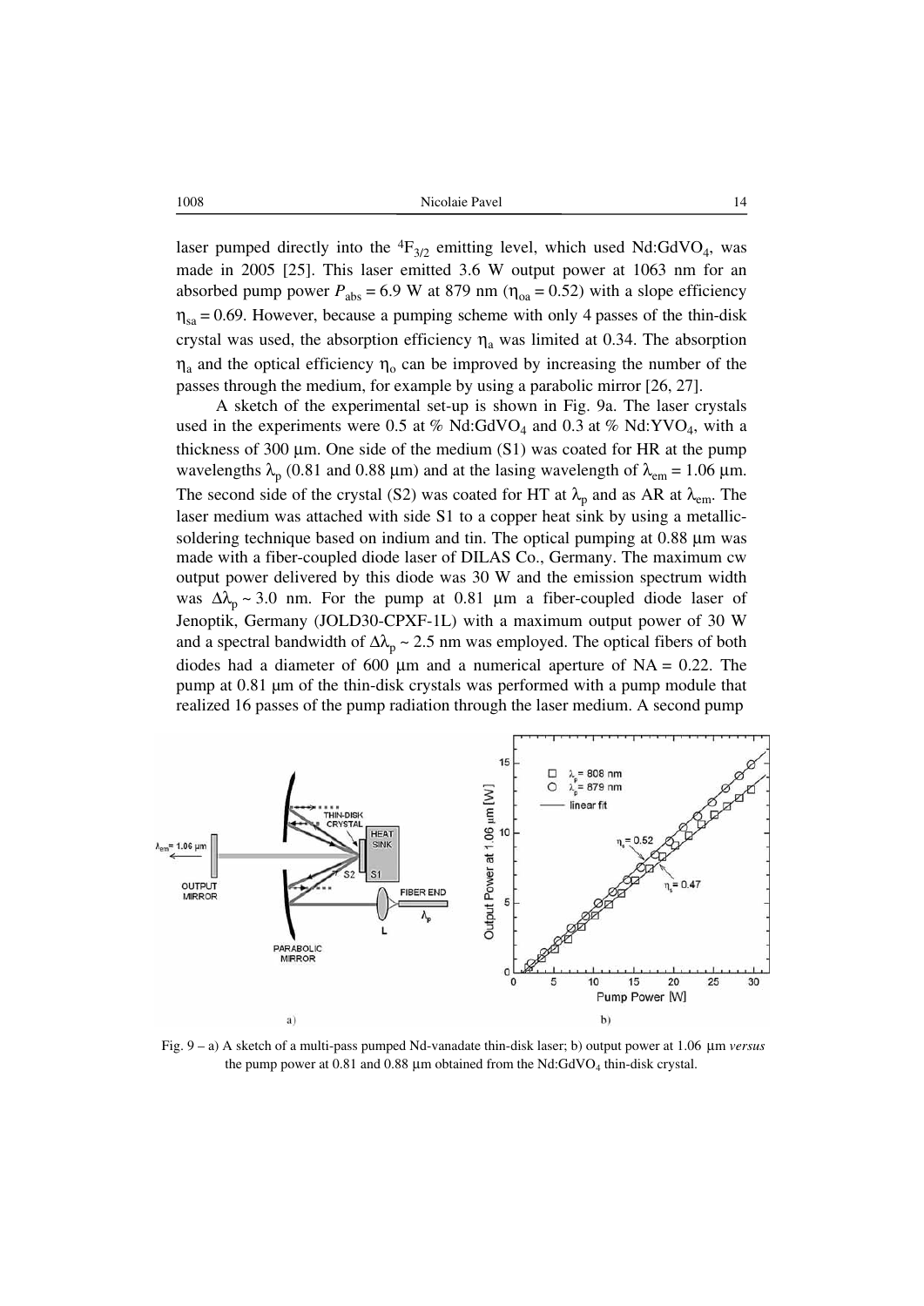laser pumped directly into the $^4F_{3/2}$ emitting level, which used Nd:$GdVO_4$, was made in 2005 [25]. This laser emitted 3.6 W output power at 1063 nm for an absorbed pump power $P_{abs}$ = 6.9 W at 879 nm ($\eta_{oa}$ = 0.52) with a slope efficiency $\eta_{sa}$ = 0.69. However, because a pumping scheme with only 4 passes of the thin-disk crystal was used, the absorption efficiency $\eta_a$ was limited at 0.34. The absorption $\eta_a$ and the optical efficiency $\eta_o$ can be improved by increasing the number of the passes through the medium, for example by using a parabolic mirror [26, 27].

A sketch of the experimental set-up is shown in Fig. 9a. The laser crystals used in the experiments were 0.5 at % Nd:$GdVO_4$ and 0.3 at % Nd:$YVO_4$, with a thickness of 300 μm. One side of the medium (S1) was coated for HR at the pump wavelengths $\lambda_p$ (0.81 and 0.88 μm) and at the lasing wavelength of $\lambda_{em}$ = 1.06 μm. The second side of the crystal (S2) was coated for HT at $\lambda_p$ and as AR at $\lambda_{em}$. The laser medium was attached with side S1 to a copper heat sink by using a metallic-soldering technique based on indium and tin. The optical pumping at 0.88 μm was made with a fiber-coupled diode laser of DILAS Co., Germany. The maximum cw output power delivered by this diode was 30 W and the emission spectrum width was $\Delta\lambda_p$ ~ 3.0 nm. For the pump at 0.81 μm a fiber-coupled diode laser of Jenoptik, Germany (JOLD30-CPXF-1L) with a maximum output power of 30 W and a spectral bandwidth of $\Delta\lambda_p$ ~ 2.5 nm was employed. The optical fibers of both diodes had a diameter of 600 μm and a numerical aperture of NA = 0.22. The pump at 0.81 μm of the thin-disk crystals was performed with a pump module that realized 16 passes of the pump radiation through the laser medium. A second pump

Fig. 9 – a) A sketch of a multi-pass pumped Nd-vanadate thin-disk laser; b) output power at 1.06 μm *versus* the pump power at 0.81 and 0.88 μm obtained from the Nd:$GdVO_4$ thin-disk crystal.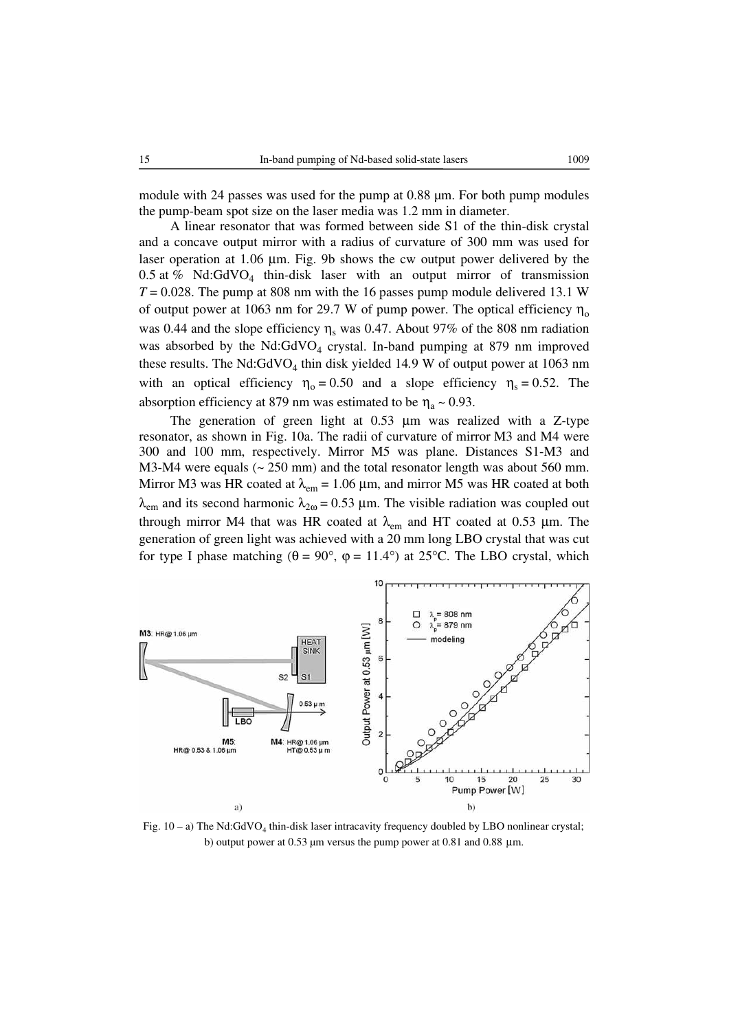module with 24 passes was used for the pump at 0.88 μm. For both pump modules the pump-beam spot size on the laser media was 1.2 mm in diameter.

A linear resonator that was formed between side S1 of the thin-disk crystal and a concave output mirror with a radius of curvature of 300 mm was used for laser operation at 1.06 μm. Fig. 9b shows the cw output power delivered by the 0.5 at % Nd:$GdVO_4$ thin-disk laser with an output mirror of transmission $T = 0.028$. The pump at 808 nm with the 16 passes pump module delivered 13.1 W of output power at 1063 nm for 29.7 W of pump power. The optical efficiency $\eta_o$ was 0.44 and the slope efficiency $\eta_s$ was 0.47. About 97% of the 808 nm radiation was absorbed by the Nd:$GdVO_4$ crystal. In-band pumping at 879 nm improved these results. The Nd:$GdVO_4$ thin disk yielded 14.9 W of output power at 1063 nm with an optical efficiency $\eta_o = 0.50$ and a slope efficiency $\eta_s = 0.52$. The absorption efficiency at 879 nm was estimated to be $\eta_a \sim 0.93$.

The generation of green light at 0.53 μm was realized with a Z-type resonator, as shown in Fig. 10a. The radii of curvature of mirror M3 and M4 were 300 and 100 mm, respectively. Mirror M5 was plane. Distances S1-M3 and M3-M4 were equals (~ 250 mm) and the total resonator length was about 560 mm. Mirror M3 was HR coated at $\lambda_{em} = 1.06$ μm, and mirror M5 was HR coated at both $\lambda_{em}$ and its second harmonic $\lambda_{2\omega} = 0.53$ μm. The visible radiation was coupled out through mirror M4 that was HR coated at $\lambda_{em}$ and HT coated at 0.53 μm. The generation of green light was achieved with a 20 mm long LBO crystal that was cut for type I phase matching ($\theta = 90°$, $\varphi = 11.4°$) at 25°C. The LBO crystal, which

Fig. 10 – a) The Nd:$GdVO_4$ thin-disk laser intracavity frequency doubled by LBO nonlinear crystal; b) output power at 0.53 μm versus the pump power at 0.81 and 0.88 μm.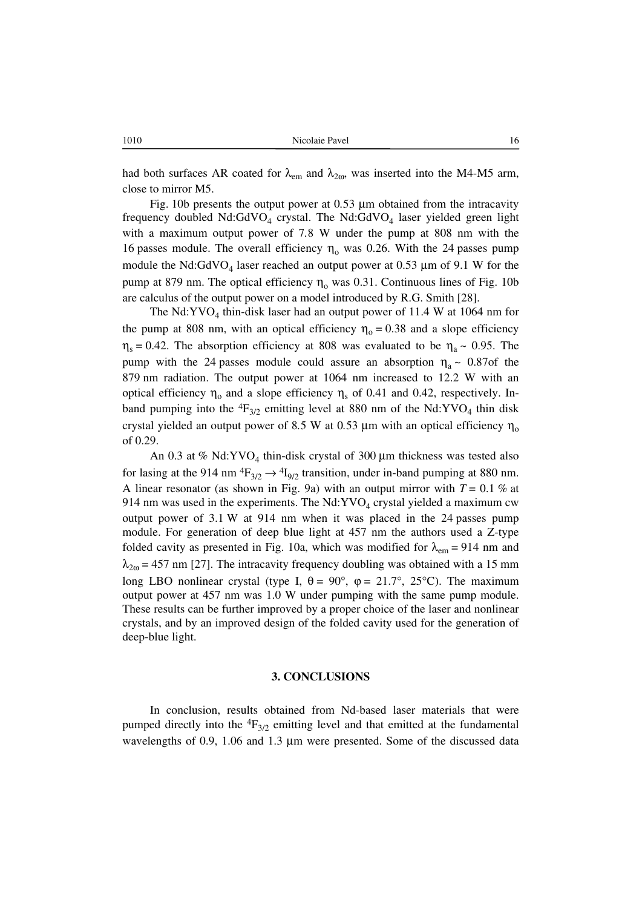had both surfaces AR coated for $\lambda_{em}$ and $\lambda_{2\omega}$, was inserted into the M4-M5 arm, close to mirror M5.

Fig. 10b presents the output power at 0.53 μm obtained from the intracavity frequency doubled $Nd:GdVO_4$ crystal. The $Nd:GdVO_4$ laser yielded green light with a maximum output power of 7.8 W under the pump at 808 nm with the 16 passes module. The overall efficiency $\eta_o$ was 0.26. With the 24 passes pump module the $Nd:GdVO_4$ laser reached an output power at 0.53 μm of 9.1 W for the pump at 879 nm. The optical efficiency $\eta_o$ was 0.31. Continuous lines of Fig. 10b are calculus of the output power on a model introduced by R.G. Smith [28].

The $Nd:YVO_4$ thin-disk laser had an output power of 11.4 W at 1064 nm for the pump at 808 nm, with an optical efficiency $\eta_o = 0.38$ and a slope efficiency $\eta_s = 0.42$. The absorption efficiency at 808 was evaluated to be $\eta_a \sim 0.95$. The pump with the 24 passes module could assure an absorption $\eta_a \sim 0.87$of the 879 nm radiation. The output power at 1064 nm increased to 12.2 W with an optical efficiency $\eta_o$ and a slope efficiency $\eta_s$ of 0.41 and 0.42, respectively. In-band pumping into the $^4F_{3/2}$ emitting level at 880 nm of the $Nd:YVO_4$ thin disk crystal yielded an output power of 8.5 W at 0.53 μm with an optical efficiency $\eta_o$ of 0.29.

An 0.3 at % $Nd:YVO_4$ thin-disk crystal of 300 μm thickness was tested also for lasing at the 914 nm $^4F_{3/2} \rightarrow {}^4I_{9/2}$ transition, under in-band pumping at 880 nm. A linear resonator (as shown in Fig. 9a) with an output mirror with $T = 0.1$ % at 914 nm was used in the experiments. The $Nd:YVO_4$ crystal yielded a maximum cw output power of 3.1 W at 914 nm when it was placed in the 24 passes pump module. For generation of deep blue light at 457 nm the authors used a Z-type folded cavity as presented in Fig. 10a, which was modified for $\lambda_{em} = 914$ nm and $\lambda_{2\omega} = 457$ nm [27]. The intracavity frequency doubling was obtained with a 15 mm long LBO nonlinear crystal (type I, $\theta = 90°$, $\varphi = 21.7°$, 25°C). The maximum output power at 457 nm was 1.0 W under pumping with the same pump module. These results can be further improved by a proper choice of the laser and nonlinear crystals, and by an improved design of the folded cavity used for the generation of deep-blue light.

## 3. CONCLUSIONS

In conclusion, results obtained from Nd-based laser materials that were pumped directly into the $^4F_{3/2}$ emitting level and that emitted at the fundamental wavelengths of 0.9, 1.06 and 1.3 μm were presented. Some of the discussed data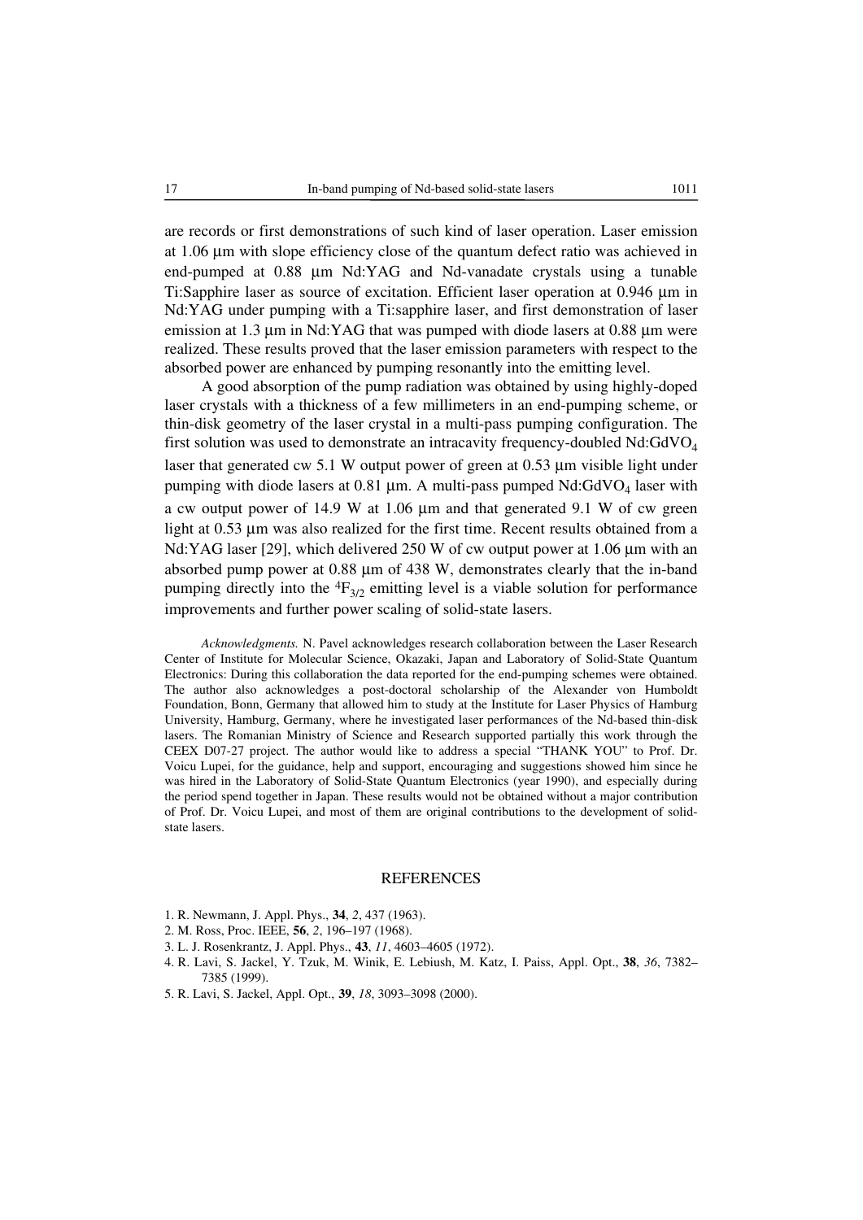are records or first demonstrations of such kind of laser operation. Laser emission at 1.06 μm with slope efficiency close of the quantum defect ratio was achieved in end-pumped at 0.88 μm Nd:YAG and Nd-vanadate crystals using a tunable Ti:Sapphire laser as source of excitation. Efficient laser operation at 0.946 μm in Nd:YAG under pumping with a Ti:sapphire laser, and first demonstration of laser emission at 1.3 μm in Nd:YAG that was pumped with diode lasers at 0.88 μm were realized. These results proved that the laser emission parameters with respect to the absorbed power are enhanced by pumping resonantly into the emitting level.

A good absorption of the pump radiation was obtained by using highly-doped laser crystals with a thickness of a few millimeters in an end-pumping scheme, or thin-disk geometry of the laser crystal in a multi-pass pumping configuration. The first solution was used to demonstrate an intracavity frequency-doubled Nd:$GdVO_4$ laser that generated cw 5.1 W output power of green at 0.53 μm visible light under pumping with diode lasers at 0.81 μm. A multi-pass pumped Nd:$GdVO_4$ laser with a cw output power of 14.9 W at 1.06 μm and that generated 9.1 W of cw green light at 0.53 μm was also realized for the first time. Recent results obtained from a Nd:YAG laser [29], which delivered 250 W of cw output power at 1.06 μm with an absorbed pump power at 0.88 μm of 438 W, demonstrates clearly that the in-band pumping directly into the $^4F_{3/2}$ emitting level is a viable solution for performance improvements and further power scaling of solid-state lasers.

*Acknowledgments.* N. Pavel acknowledges research collaboration between the Laser Research Center of Institute for Molecular Science, Okazaki, Japan and Laboratory of Solid-State Quantum Electronics: During this collaboration the data reported for the end-pumping schemes were obtained. The author also acknowledges a post-doctoral scholarship of the Alexander von Humboldt Foundation, Bonn, Germany that allowed him to study at the Institute for Laser Physics of Hamburg University, Hamburg, Germany, where he investigated laser performances of the Nd-based thin-disk lasers. The Romanian Ministry of Science and Research supported partially this work through the CEEX D07-27 project. The author would like to address a special "THANK YOU" to Prof. Dr. Voicu Lupei, for the guidance, help and support, encouraging and suggestions showed him since he was hired in the Laboratory of Solid-State Quantum Electronics (year 1990), and especially during the period spend together in Japan. These results would not be obtained without a major contribution of Prof. Dr. Voicu Lupei, and most of them are original contributions to the development of solid-state lasers.

## REFERENCES

1. R. Newmann, J. Appl. Phys., **34**, *2*, 437 (1963).
2. M. Ross, Proc. IEEE, **56**, *2*, 196–197 (1968).
3. L. J. Rosenkrantz, J. Appl. Phys., **43**, *11*, 4603–4605 (1972).
4. R. Lavi, S. Jackel, Y. Tzuk, M. Winik, E. Lebiush, M. Katz, I. Paiss, Appl. Opt., **38**, *36*, 7382–7385 (1999).
5. R. Lavi, S. Jackel, Appl. Opt., **39**, *18*, 3093–3098 (2000).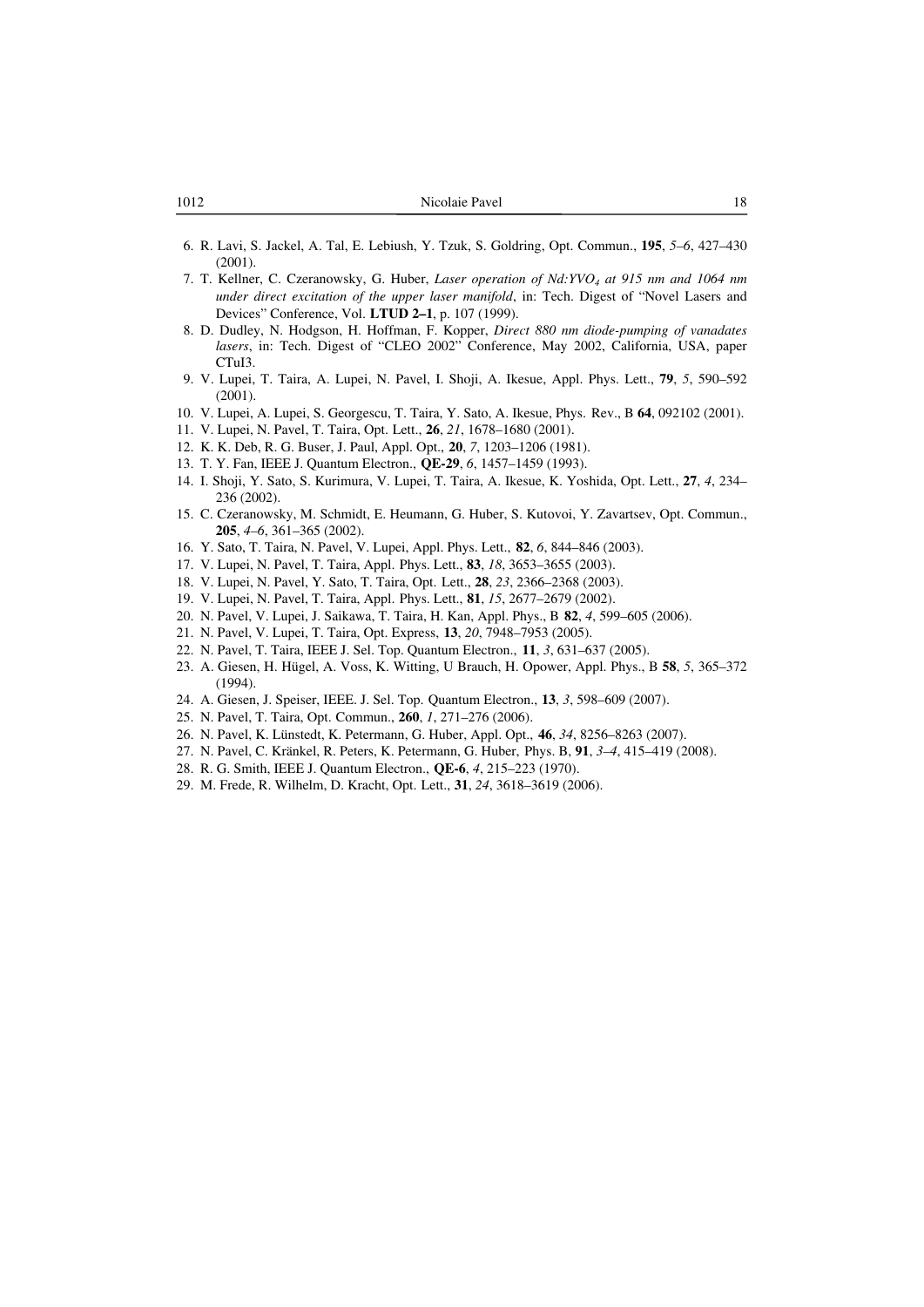6. R. Lavi, S. Jackel, A. Tal, E. Lebiush, Y. Tzuk, S. Goldring, Opt. Commun., **195**, *5–6*, 427–430 (2001).
7. T. Kellner, C. Czeranowsky, G. Huber, *Laser operation of Nd:YVO$_4$ at 915 nm and 1064 nm under direct excitation of the upper laser manifold*, in: Tech. Digest of "Novel Lasers and Devices" Conference, Vol. **LTUD 2–1**, p. 107 (1999).
8. D. Dudley, N. Hodgson, H. Hoffman, F. Kopper, *Direct 880 nm diode-pumping of vanadates lasers*, in: Tech. Digest of "CLEO 2002" Conference, May 2002, California, USA, paper CTuI3.
9. V. Lupei, T. Taira, A. Lupei, N. Pavel, I. Shoji, A. Ikesue, Appl. Phys. Lett., **79**, *5*, 590–592 (2001).
10. V. Lupei, A. Lupei, S. Georgescu, T. Taira, Y. Sato, A. Ikesue, Phys. Rev., B **64**, 092102 (2001).
11. V. Lupei, N. Pavel, T. Taira, Opt. Lett., **26**, *21*, 1678–1680 (2001).
12. K. K. Deb, R. G. Buser, J. Paul, Appl. Opt., **20**, *7*, 1203–1206 (1981).
13. T. Y. Fan, IEEE J. Quantum Electron., **QE-29**, *6*, 1457–1459 (1993).
14. I. Shoji, Y. Sato, S. Kurimura, V. Lupei, T. Taira, A. Ikesue, K. Yoshida, Opt. Lett., **27**, *4*, 234–236 (2002).
15. C. Czeranowsky, M. Schmidt, E. Heumann, G. Huber, S. Kutovoi, Y. Zavartsev, Opt. Commun., **205**, *4–6*, 361–365 (2002).
16. Y. Sato, T. Taira, N. Pavel, V. Lupei, Appl. Phys. Lett., **82**, *6*, 844–846 (2003).
17. V. Lupei, N. Pavel, T. Taira, Appl. Phys. Lett., **83**, *18*, 3653–3655 (2003).
18. V. Lupei, N. Pavel, Y. Sato, T. Taira, Opt. Lett., **28**, *23*, 2366–2368 (2003).
19. V. Lupei, N. Pavel, T. Taira, Appl. Phys. Lett., **81**, *15*, 2677–2679 (2002).
20. N. Pavel, V. Lupei, J. Saikawa, T. Taira, H. Kan, Appl. Phys., B **82**, *4*, 599–605 (2006).
21. N. Pavel, V. Lupei, T. Taira, Opt. Express, **13**, *20*, 7948–7953 (2005).
22. N. Pavel, T. Taira, IEEE J. Sel. Top. Quantum Electron., **11**, *3*, 631–637 (2005).
23. A. Giesen, H. Hügel, A. Voss, K. Witting, U Brauch, H. Opower, Appl. Phys., B **58**, *5*, 365–372 (1994).
24. A. Giesen, J. Speiser, IEEE. J. Sel. Top. Quantum Electron., **13**, *3*, 598–609 (2007).
25. N. Pavel, T. Taira, Opt. Commun., **260**, *1*, 271–276 (2006).
26. N. Pavel, K. Lünstedt, K. Petermann, G. Huber, Appl. Opt., **46**, *34*, 8256–8263 (2007).
27. N. Pavel, C. Kränkel, R. Peters, K. Petermann, G. Huber, Phys. B, **91**, *3–4*, 415–419 (2008).
28. R. G. Smith, IEEE J. Quantum Electron., **QE-6**, *4*, 215–223 (1970).
29. M. Frede, R. Wilhelm, D. Kracht, Opt. Lett., **31**, *24*, 3618–3619 (2006).